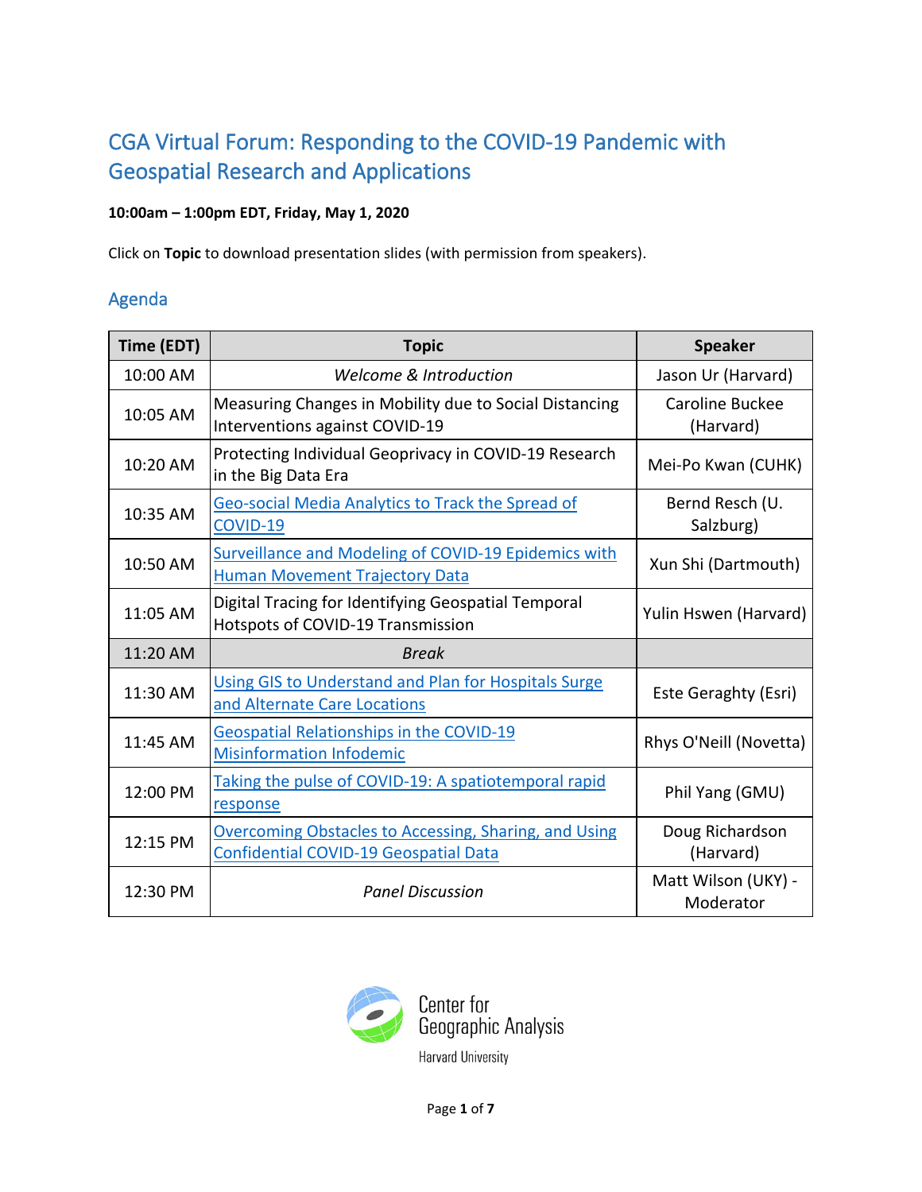# CGA Virtual Forum: Responding to the COVID-19 Pandemic with Geospatial Research and Applications

**10:00am – 1:00pm EDT, Friday, May 1, 2020**

Click on **Topic** to download presentation slides (with permission from speakers).

## Agenda

| Time (EDT) | Topic | Speaker |
|---|---|---|
| 10:00 AM | *Welcome & Introduction* | Jason Ur (Harvard) |
| 10:05 AM | Measuring Changes in Mobility due to Social Distancing Interventions against COVID-19 | Caroline Buckee (Harvard) |
| 10:20 AM | Protecting Individual Geoprivacy in COVID-19 Research in the Big Data Era | Mei-Po Kwan (CUHK) |
| 10:35 AM | Geo-social Media Analytics to Track the Spread of COVID-19 | Bernd Resch (U. Salzburg) |
| 10:50 AM | Surveillance and Modeling of COVID-19 Epidemics with Human Movement Trajectory Data | Xun Shi (Dartmouth) |
| 11:05 AM | Digital Tracing for Identifying Geospatial Temporal Hotspots of COVID-19 Transmission | Yulin Hswen (Harvard) |
| 11:20 AM | *Break* | |
| 11:30 AM | Using GIS to Understand and Plan for Hospitals Surge and Alternate Care Locations | Este Geraghty (Esri) |
| 11:45 AM | Geospatial Relationships in the COVID-19 Misinformation Infodemic | Rhys O'Neill (Novetta) |
| 12:00 PM | Taking the pulse of COVID-19: A spatiotemporal rapid response | Phil Yang (GMU) |
| 12:15 PM | Overcoming Obstacles to Accessing, Sharing, and Using Confidential COVID-19 Geospatial Data | Doug Richardson (Harvard) |
| 12:30 PM | *Panel Discussion* | Matt Wilson (UKY) - Moderator |

Center for Geographic Analysis
Harvard University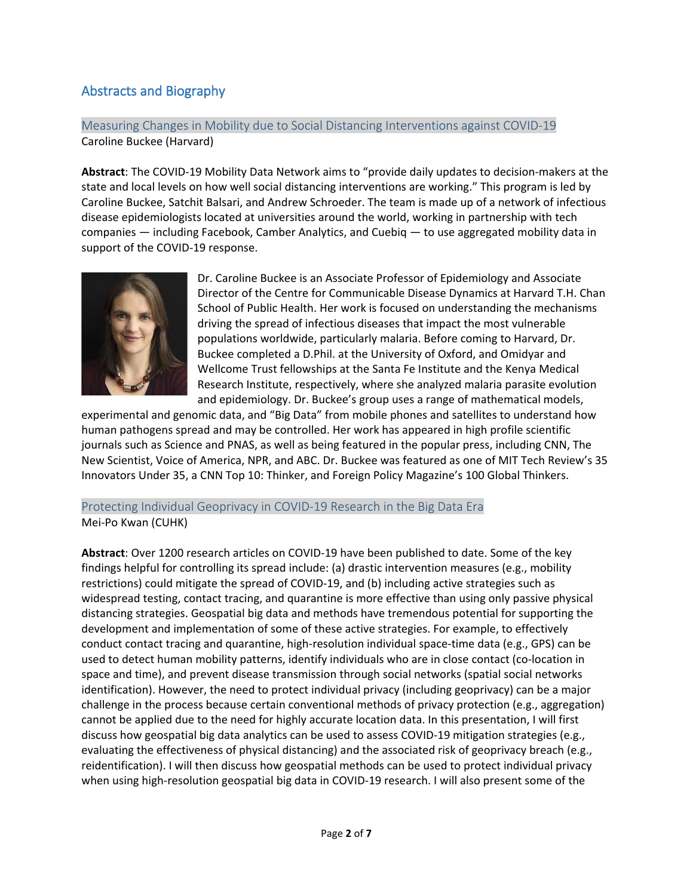## Abstracts and Biography

### Measuring Changes in Mobility due to Social Distancing Interventions against COVID-19

Caroline Buckee (Harvard)

**Abstract**: The COVID-19 Mobility Data Network aims to "provide daily updates to decision-makers at the state and local levels on how well social distancing interventions are working." This program is led by Caroline Buckee, Satchit Balsari, and Andrew Schroeder. The team is made up of a network of infectious disease epidemiologists located at universities around the world, working in partnership with tech companies — including Facebook, Camber Analytics, and Cuebiq — to use aggregated mobility data in support of the COVID-19 response.

Dr. Caroline Buckee is an Associate Professor of Epidemiology and Associate Director of the Centre for Communicable Disease Dynamics at Harvard T.H. Chan School of Public Health. Her work is focused on understanding the mechanisms driving the spread of infectious diseases that impact the most vulnerable populations worldwide, particularly malaria. Before coming to Harvard, Dr. Buckee completed a D.Phil. at the University of Oxford, and Omidyar and Wellcome Trust fellowships at the Santa Fe Institute and the Kenya Medical Research Institute, respectively, where she analyzed malaria parasite evolution and epidemiology. Dr. Buckee's group uses a range of mathematical models, experimental and genomic data, and "Big Data" from mobile phones and satellites to understand how human pathogens spread and may be controlled. Her work has appeared in high profile scientific journals such as Science and PNAS, as well as being featured in the popular press, including CNN, The New Scientist, Voice of America, NPR, and ABC. Dr. Buckee was featured as one of MIT Tech Review's 35 Innovators Under 35, a CNN Top 10: Thinker, and Foreign Policy Magazine's 100 Global Thinkers.

### Protecting Individual Geoprivacy in COVID-19 Research in the Big Data Era

Mei-Po Kwan (CUHK)

**Abstract**: Over 1200 research articles on COVID-19 have been published to date. Some of the key findings helpful for controlling its spread include: (a) drastic intervention measures (e.g., mobility restrictions) could mitigate the spread of COVID-19, and (b) including active strategies such as widespread testing, contact tracing, and quarantine is more effective than using only passive physical distancing strategies. Geospatial big data and methods have tremendous potential for supporting the development and implementation of some of these active strategies. For example, to effectively conduct contact tracing and quarantine, high-resolution individual space-time data (e.g., GPS) can be used to detect human mobility patterns, identify individuals who are in close contact (co-location in space and time), and prevent disease transmission through social networks (spatial social networks identification). However, the need to protect individual privacy (including geoprivacy) can be a major challenge in the process because certain conventional methods of privacy protection (e.g., aggregation) cannot be applied due to the need for highly accurate location data. In this presentation, I will first discuss how geospatial big data analytics can be used to assess COVID-19 mitigation strategies (e.g., evaluating the effectiveness of physical distancing) and the associated risk of geoprivacy breach (e.g., reidentification). I will then discuss how geospatial methods can be used to protect individual privacy when using high-resolution geospatial big data in COVID-19 research. I will also present some of the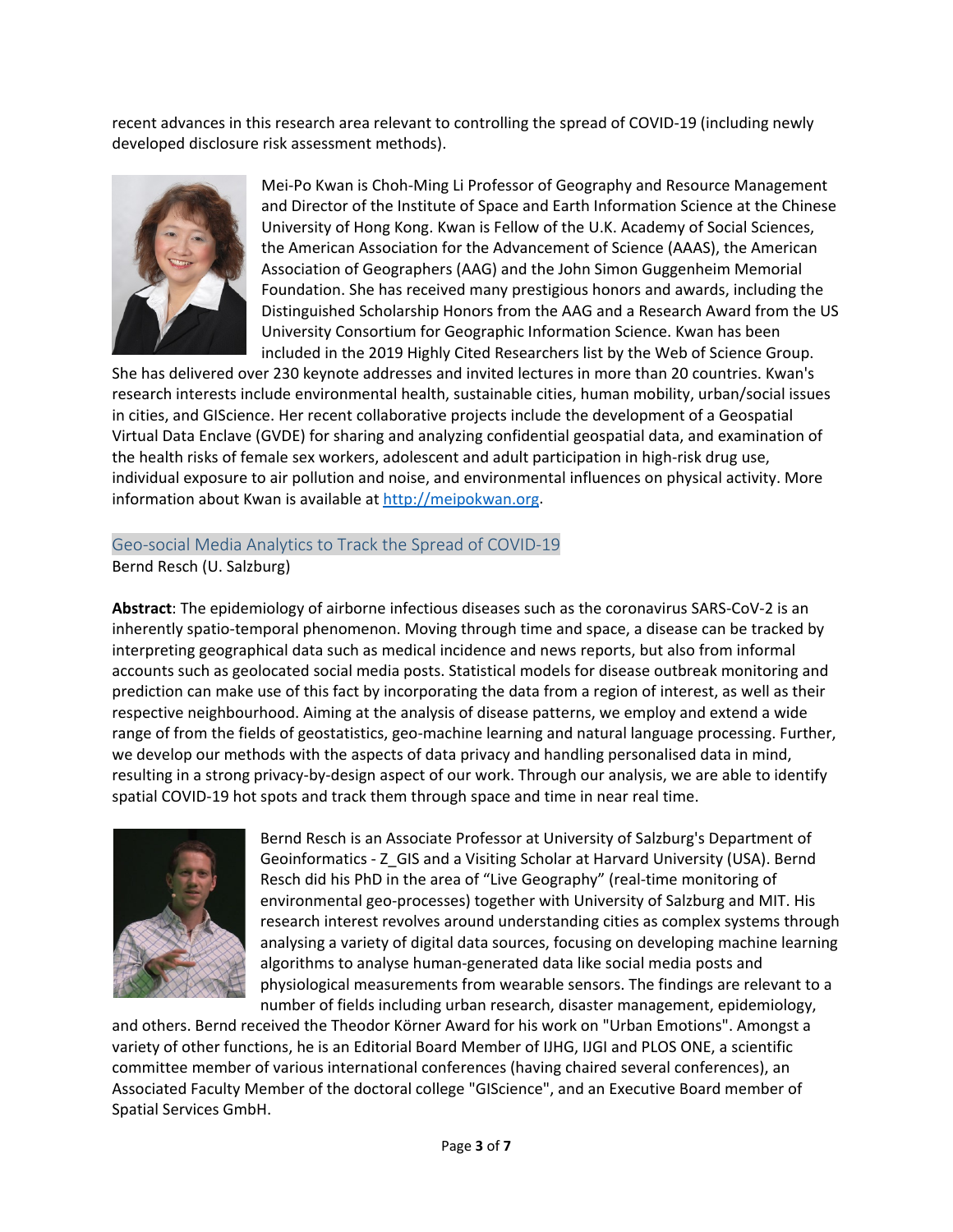recent advances in this research area relevant to controlling the spread of COVID-19 (including newly developed disclosure risk assessment methods).

Mei-Po Kwan is Choh-Ming Li Professor of Geography and Resource Management and Director of the Institute of Space and Earth Information Science at the Chinese University of Hong Kong. Kwan is Fellow of the U.K. Academy of Social Sciences, the American Association for the Advancement of Science (AAAS), the American Association of Geographers (AAG) and the John Simon Guggenheim Memorial Foundation. She has received many prestigious honors and awards, including the Distinguished Scholarship Honors from the AAG and a Research Award from the US University Consortium for Geographic Information Science. Kwan has been included in the 2019 Highly Cited Researchers list by the Web of Science Group. She has delivered over 230 keynote addresses and invited lectures in more than 20 countries. Kwan's research interests include environmental health, sustainable cities, human mobility, urban/social issues in cities, and GIScience. Her recent collaborative projects include the development of a Geospatial Virtual Data Enclave (GVDE) for sharing and analyzing confidential geospatial data, and examination of the health risks of female sex workers, adolescent and adult participation in high-risk drug use, individual exposure to air pollution and noise, and environmental influences on physical activity. More information about Kwan is available at [http://meipokwan.org](http://meipokwan.org).

## Geo-social Media Analytics to Track the Spread of COVID-19

Bernd Resch (U. Salzburg)

**Abstract**: The epidemiology of airborne infectious diseases such as the coronavirus SARS-CoV-2 is an inherently spatio-temporal phenomenon. Moving through time and space, a disease can be tracked by interpreting geographical data such as medical incidence and news reports, but also from informal accounts such as geolocated social media posts. Statistical models for disease outbreak monitoring and prediction can make use of this fact by incorporating the data from a region of interest, as well as their respective neighbourhood. Aiming at the analysis of disease patterns, we employ and extend a wide range of from the fields of geostatistics, geo-machine learning and natural language processing. Further, we develop our methods with the aspects of data privacy and handling personalised data in mind, resulting in a strong privacy-by-design aspect of our work. Through our analysis, we are able to identify spatial COVID-19 hot spots and track them through space and time in near real time.

Bernd Resch is an Associate Professor at University of Salzburg's Department of Geoinformatics - Z_GIS and a Visiting Scholar at Harvard University (USA). Bernd Resch did his PhD in the area of "Live Geography" (real-time monitoring of environmental geo-processes) together with University of Salzburg and MIT. His research interest revolves around understanding cities as complex systems through analysing a variety of digital data sources, focusing on developing machine learning algorithms to analyse human-generated data like social media posts and physiological measurements from wearable sensors. The findings are relevant to a number of fields including urban research, disaster management, epidemiology, and others. Bernd received the Theodor Körner Award for his work on "Urban Emotions". Amongst a variety of other functions, he is an Editorial Board Member of IJHG, IJGI and PLOS ONE, a scientific committee member of various international conferences (having chaired several conferences), an Associated Faculty Member of the doctoral college "GIScience", and an Executive Board member of Spatial Services GmbH.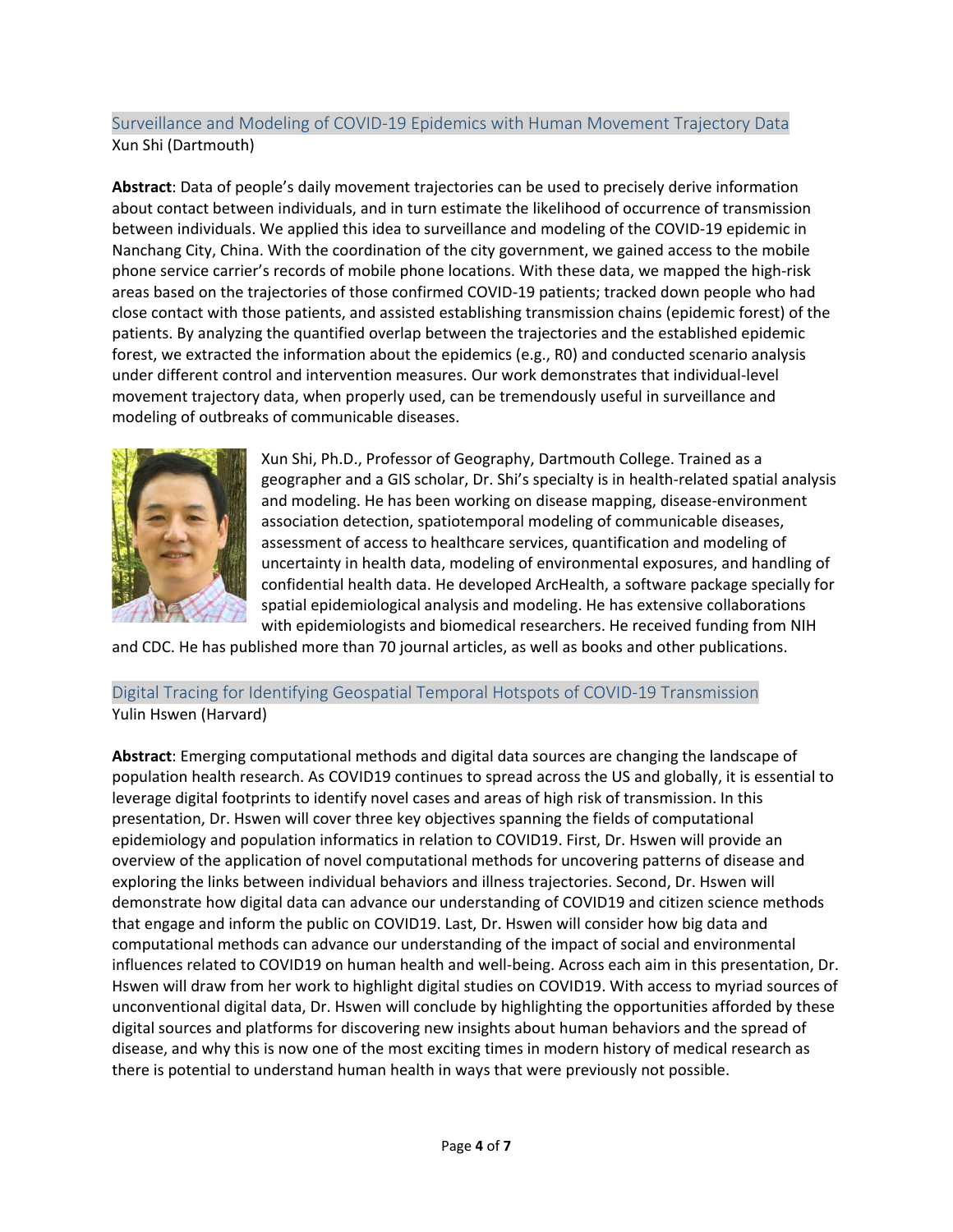## Surveillance and Modeling of COVID-19 Epidemics with Human Movement Trajectory Data

Xun Shi (Dartmouth)

**Abstract**: Data of people's daily movement trajectories can be used to precisely derive information about contact between individuals, and in turn estimate the likelihood of occurrence of transmission between individuals. We applied this idea to surveillance and modeling of the COVID-19 epidemic in Nanchang City, China. With the coordination of the city government, we gained access to the mobile phone service carrier's records of mobile phone locations. With these data, we mapped the high-risk areas based on the trajectories of those confirmed COVID-19 patients; tracked down people who had close contact with those patients, and assisted establishing transmission chains (epidemic forest) of the patients. By analyzing the quantified overlap between the trajectories and the established epidemic forest, we extracted the information about the epidemics (e.g., R0) and conducted scenario analysis under different control and intervention measures. Our work demonstrates that individual-level movement trajectory data, when properly used, can be tremendously useful in surveillance and modeling of outbreaks of communicable diseases.

Xun Shi, Ph.D., Professor of Geography, Dartmouth College. Trained as a geographer and a GIS scholar, Dr. Shi's specialty is in health-related spatial analysis and modeling. He has been working on disease mapping, disease-environment association detection, spatiotemporal modeling of communicable diseases, assessment of access to healthcare services, quantification and modeling of uncertainty in health data, modeling of environmental exposures, and handling of confidential health data. He developed ArcHealth, a software package specially for spatial epidemiological analysis and modeling. He has extensive collaborations with epidemiologists and biomedical researchers. He received funding from NIH and CDC. He has published more than 70 journal articles, as well as books and other publications.

## Digital Tracing for Identifying Geospatial Temporal Hotspots of COVID-19 Transmission

Yulin Hswen (Harvard)

**Abstract**: Emerging computational methods and digital data sources are changing the landscape of population health research. As COVID19 continues to spread across the US and globally, it is essential to leverage digital footprints to identify novel cases and areas of high risk of transmission. In this presentation, Dr. Hswen will cover three key objectives spanning the fields of computational epidemiology and population informatics in relation to COVID19. First, Dr. Hswen will provide an overview of the application of novel computational methods for uncovering patterns of disease and exploring the links between individual behaviors and illness trajectories. Second, Dr. Hswen will demonstrate how digital data can advance our understanding of COVID19 and citizen science methods that engage and inform the public on COVID19. Last, Dr. Hswen will consider how big data and computational methods can advance our understanding of the impact of social and environmental influences related to COVID19 on human health and well-being. Across each aim in this presentation, Dr. Hswen will draw from her work to highlight digital studies on COVID19. With access to myriad sources of unconventional digital data, Dr. Hswen will conclude by highlighting the opportunities afforded by these digital sources and platforms for discovering new insights about human behaviors and the spread of disease, and why this is now one of the most exciting times in modern history of medical research as there is potential to understand human health in ways that were previously not possible.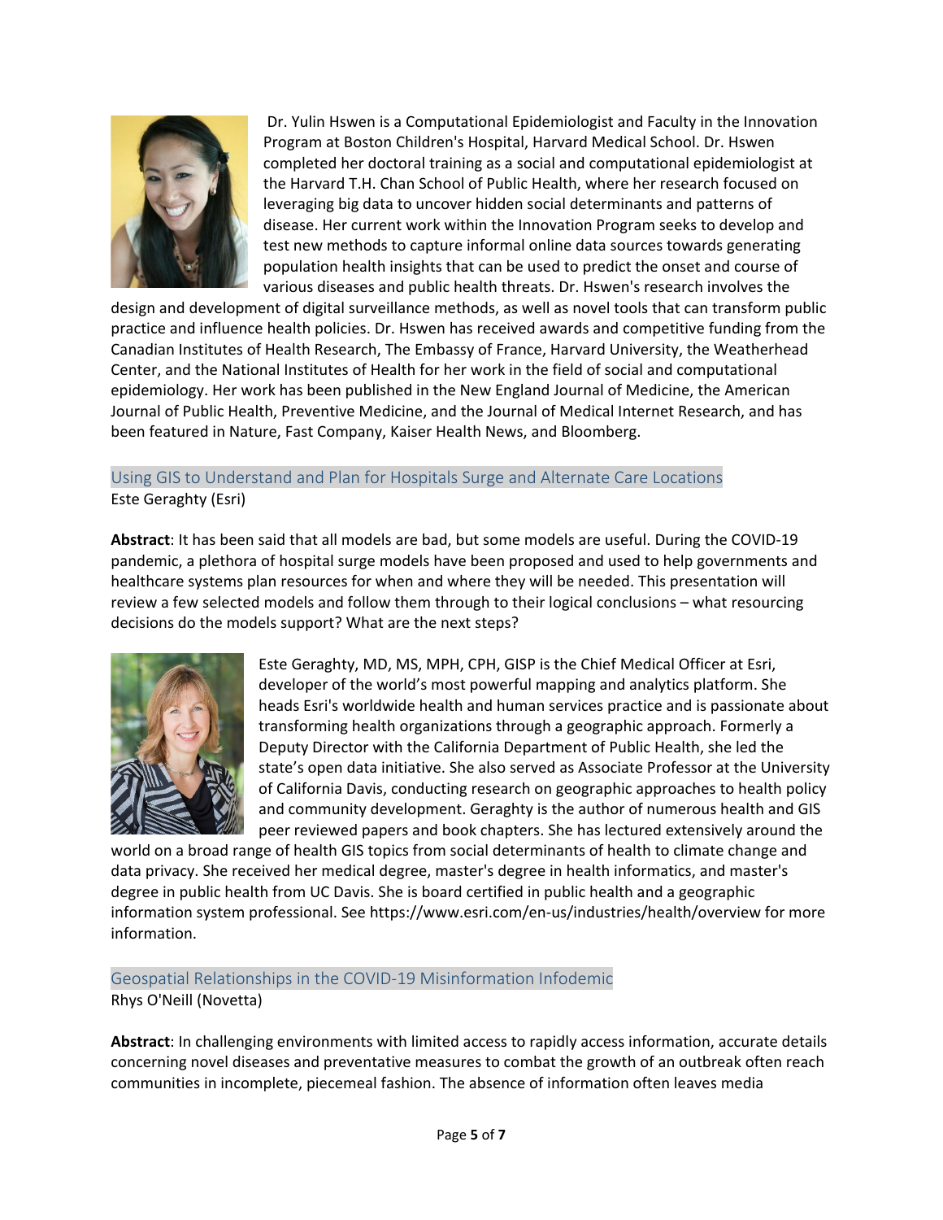Dr. Yulin Hswen is a Computational Epidemiologist and Faculty in the Innovation Program at Boston Children's Hospital, Harvard Medical School. Dr. Hswen completed her doctoral training as a social and computational epidemiologist at the Harvard T.H. Chan School of Public Health, where her research focused on leveraging big data to uncover hidden social determinants and patterns of disease. Her current work within the Innovation Program seeks to develop and test new methods to capture informal online data sources towards generating population health insights that can be used to predict the onset and course of various diseases and public health threats. Dr. Hswen's research involves the design and development of digital surveillance methods, as well as novel tools that can transform public practice and influence health policies. Dr. Hswen has received awards and competitive funding from the Canadian Institutes of Health Research, The Embassy of France, Harvard University, the Weatherhead Center, and the National Institutes of Health for her work in the field of social and computational epidemiology. Her work has been published in the New England Journal of Medicine, the American Journal of Public Health, Preventive Medicine, and the Journal of Medical Internet Research, and has been featured in Nature, Fast Company, Kaiser Health News, and Bloomberg.

### Using GIS to Understand and Plan for Hospitals Surge and Alternate Care Locations

Este Geraghty (Esri)

**Abstract**: It has been said that all models are bad, but some models are useful. During the COVID-19 pandemic, a plethora of hospital surge models have been proposed and used to help governments and healthcare systems plan resources for when and where they will be needed. This presentation will review a few selected models and follow them through to their logical conclusions – what resourcing decisions do the models support? What are the next steps?

Este Geraghty, MD, MS, MPH, CPH, GISP is the Chief Medical Officer at Esri, developer of the world's most powerful mapping and analytics platform. She heads Esri's worldwide health and human services practice and is passionate about transforming health organizations through a geographic approach. Formerly a Deputy Director with the California Department of Public Health, she led the state's open data initiative. She also served as Associate Professor at the University of California Davis, conducting research on geographic approaches to health policy and community development. Geraghty is the author of numerous health and GIS peer reviewed papers and book chapters. She has lectured extensively around the world on a broad range of health GIS topics from social determinants of health to climate change and data privacy. She received her medical degree, master's degree in health informatics, and master's degree in public health from UC Davis. She is board certified in public health and a geographic information system professional. See https://www.esri.com/en-us/industries/health/overview for more information.

### Geospatial Relationships in the COVID-19 Misinformation Infodemic

Rhys O'Neill (Novetta)

**Abstract**: In challenging environments with limited access to rapidly access information, accurate details concerning novel diseases and preventative measures to combat the growth of an outbreak often reach communities in incomplete, piecemeal fashion. The absence of information often leaves media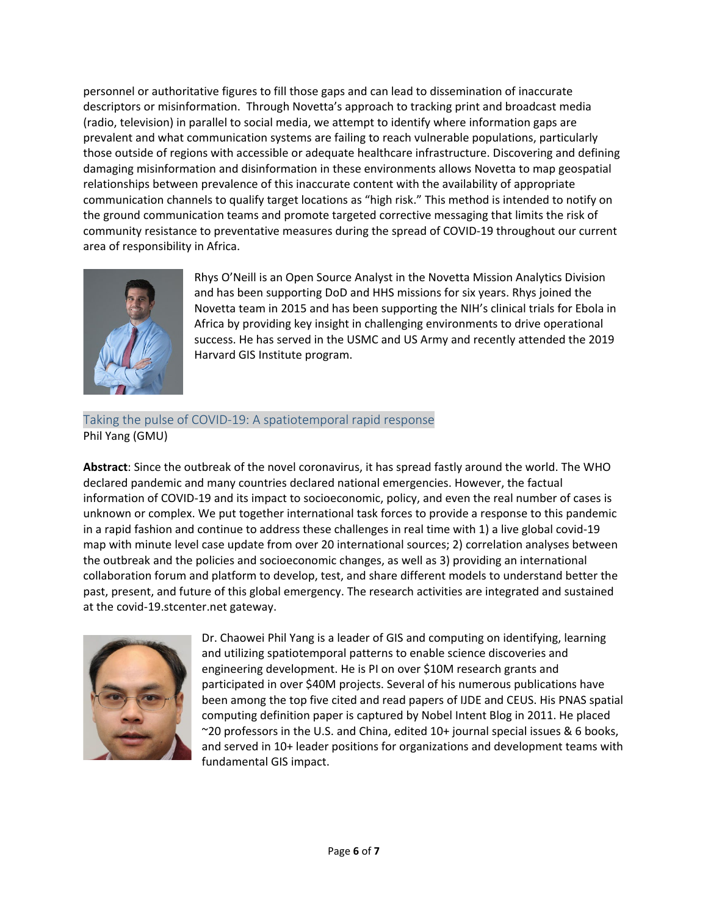personnel or authoritative figures to fill those gaps and can lead to dissemination of inaccurate descriptors or misinformation. Through Novetta's approach to tracking print and broadcast media (radio, television) in parallel to social media, we attempt to identify where information gaps are prevalent and what communication systems are failing to reach vulnerable populations, particularly those outside of regions with accessible or adequate healthcare infrastructure. Discovering and defining damaging misinformation and disinformation in these environments allows Novetta to map geospatial relationships between prevalence of this inaccurate content with the availability of appropriate communication channels to qualify target locations as "high risk." This method is intended to notify on the ground communication teams and promote targeted corrective messaging that limits the risk of community resistance to preventative measures during the spread of COVID-19 throughout our current area of responsibility in Africa.

Rhys O'Neill is an Open Source Analyst in the Novetta Mission Analytics Division and has been supporting DoD and HHS missions for six years. Rhys joined the Novetta team in 2015 and has been supporting the NIH's clinical trials for Ebola in Africa by providing key insight in challenging environments to drive operational success. He has served in the USMC and US Army and recently attended the 2019 Harvard GIS Institute program.

## Taking the pulse of COVID-19: A spatiotemporal rapid response

Phil Yang (GMU)

**Abstract**: Since the outbreak of the novel coronavirus, it has spread fastly around the world. The WHO declared pandemic and many countries declared national emergencies. However, the factual information of COVID-19 and its impact to socioeconomic, policy, and even the real number of cases is unknown or complex. We put together international task forces to provide a response to this pandemic in a rapid fashion and continue to address these challenges in real time with 1) a live global covid-19 map with minute level case update from over 20 international sources; 2) correlation analyses between the outbreak and the policies and socioeconomic changes, as well as 3) providing an international collaboration forum and platform to develop, test, and share different models to understand better the past, present, and future of this global emergency. The research activities are integrated and sustained at the covid-19.stcenter.net gateway.

Dr. Chaowei Phil Yang is a leader of GIS and computing on identifying, learning and utilizing spatiotemporal patterns to enable science discoveries and engineering development. He is PI on over $10M research grants and participated in over $40M projects. Several of his numerous publications have been among the top five cited and read papers of IJDE and CEUS. His PNAS spatial computing definition paper is captured by Nobel Intent Blog in 2011. He placed ~20 professors in the U.S. and China, edited 10+ journal special issues & 6 books, and served in 10+ leader positions for organizations and development teams with fundamental GIS impact.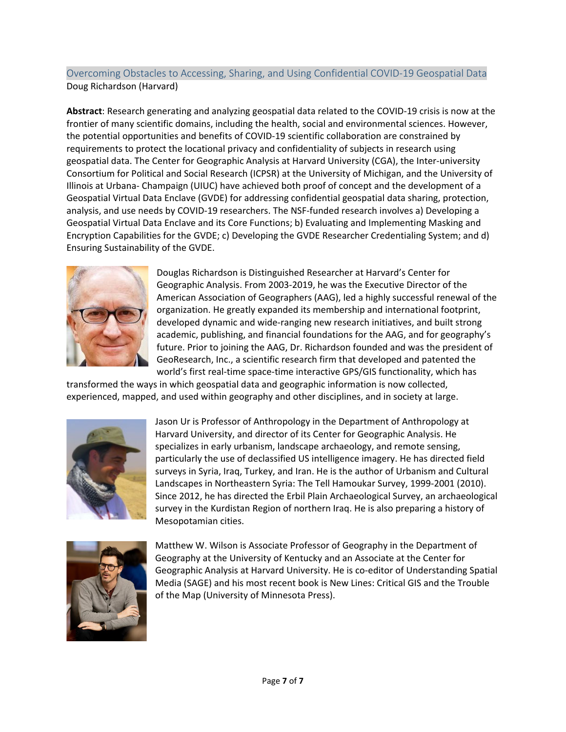## Overcoming Obstacles to Accessing, Sharing, and Using Confidential COVID-19 Geospatial Data

Doug Richardson (Harvard)

**Abstract**: Research generating and analyzing geospatial data related to the COVID-19 crisis is now at the frontier of many scientific domains, including the health, social and environmental sciences. However, the potential opportunities and benefits of COVID-19 scientific collaboration are constrained by requirements to protect the locational privacy and confidentiality of subjects in research using geospatial data. The Center for Geographic Analysis at Harvard University (CGA), the Inter-university Consortium for Political and Social Research (ICPSR) at the University of Michigan, and the University of Illinois at Urbana- Champaign (UIUC) have achieved both proof of concept and the development of a Geospatial Virtual Data Enclave (GVDE) for addressing confidential geospatial data sharing, protection, analysis, and use needs by COVID-19 researchers. The NSF-funded research involves a) Developing a Geospatial Virtual Data Enclave and its Core Functions; b) Evaluating and Implementing Masking and Encryption Capabilities for the GVDE; c) Developing the GVDE Researcher Credentialing System; and d) Ensuring Sustainability of the GVDE.

Douglas Richardson is Distinguished Researcher at Harvard's Center for Geographic Analysis. From 2003-2019, he was the Executive Director of the American Association of Geographers (AAG), led a highly successful renewal of the organization. He greatly expanded its membership and international footprint, developed dynamic and wide-ranging new research initiatives, and built strong academic, publishing, and financial foundations for the AAG, and for geography's future. Prior to joining the AAG, Dr. Richardson founded and was the president of GeoResearch, Inc., a scientific research firm that developed and patented the world's first real-time space-time interactive GPS/GIS functionality, which has transformed the ways in which geospatial data and geographic information is now collected, experienced, mapped, and used within geography and other disciplines, and in society at large.

Jason Ur is Professor of Anthropology in the Department of Anthropology at Harvard University, and director of its Center for Geographic Analysis. He specializes in early urbanism, landscape archaeology, and remote sensing, particularly the use of declassified US intelligence imagery. He has directed field surveys in Syria, Iraq, Turkey, and Iran. He is the author of Urbanism and Cultural Landscapes in Northeastern Syria: The Tell Hamoukar Survey, 1999-2001 (2010). Since 2012, he has directed the Erbil Plain Archaeological Survey, an archaeological survey in the Kurdistan Region of northern Iraq. He is also preparing a history of Mesopotamian cities.

Matthew W. Wilson is Associate Professor of Geography in the Department of Geography at the University of Kentucky and an Associate at the Center for Geographic Analysis at Harvard University. He is co-editor of Understanding Spatial Media (SAGE) and his most recent book is New Lines: Critical GIS and the Trouble of the Map (University of Minnesota Press).